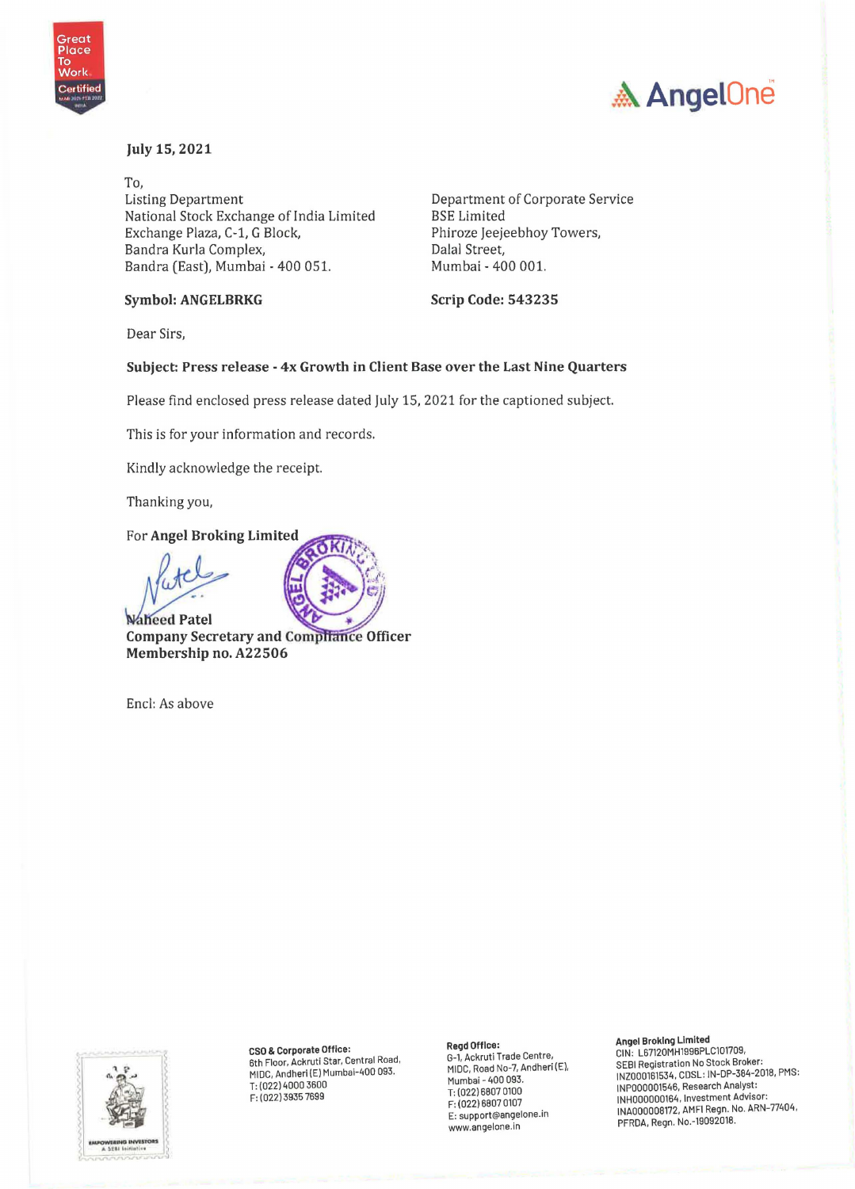**July 15, 2021**

To,
Listing Department
National Stock Exchange of India Limited
Exchange Plaza, C-1, G Block,
Bandra Kurla Complex,
Bandra (East), Mumbai - 400 051.

**Symbol: ANGELBRKG**

Department of Corporate Service
BSE Limited
Phiroze Jeejeebhoy Towers,
Dalal Street,
Mumbai - 400 001.

**Scrip Code: 543235**

Dear Sirs,

**Subject: Press release - 4x Growth in Client Base over the Last Nine Quarters**

Please find enclosed press release dated July 15, 2021 for the captioned subject.

This is for your information and records.

Kindly acknowledge the receipt.

Thanking you,

For **Angel Broking Limited**

**Naheed Patel**
**Company Secretary and Compliance Officer**
**Membership no. A22506**

Encl: As above

**CSO & Corporate Office:**
6th Floor, Ackruti Star, Central Road, MIDC, Andheri (E) Mumbai-400 093.
T: (022) 4000 3600
F: (022) 3935 7699

**Regd Office:**
G-1, Ackruti Trade Centre, MIDC, Road No-7, Andheri (E), Mumbai - 400 093.
T: (022) 6807 0100
F: (022) 6807 0107
E: support@angelone.in
www.angelone.in

**Angel Broking Limited**
CIN: L67120MH1996PLC101709,
SEBI Registration No Stock Broker: INZ000161534, CDSL: IN-DP-384-2018, PMS: INP000001546, Research Analyst: INH000000164, Investment Advisor: INA000008172, AMFI Regn. No. ARN-77404, PFRDA, Regn. No.-19092018.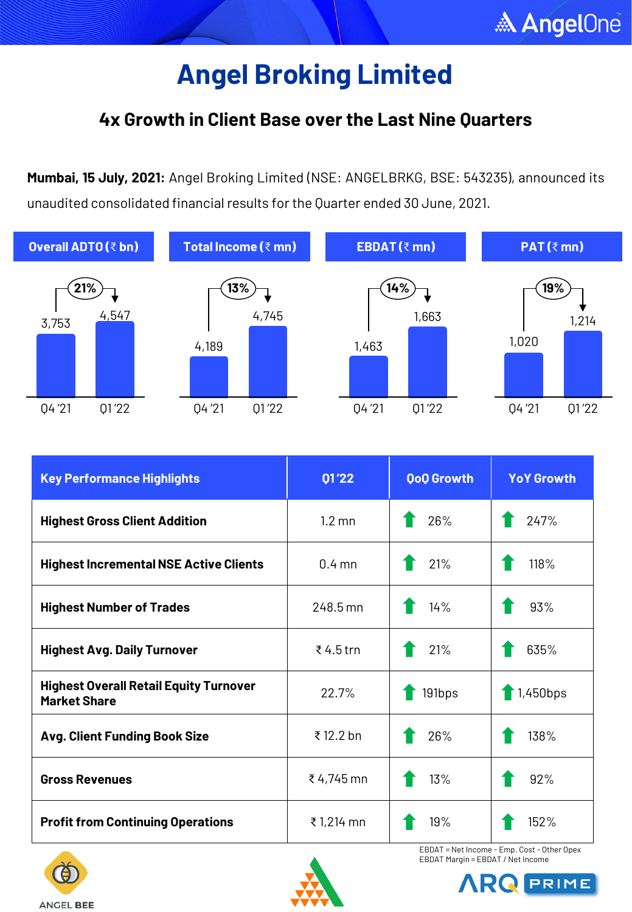# Angel Broking Limited

### 4x Growth in Client Base over the Last Nine Quarters

**Mumbai, 15 July, 2021:** Angel Broking Limited (NSE: ANGELBRKG, BSE: 543235), announced its unaudited consolidated financial results for the Quarter ended 30 June, 2021.

| | Q4 '21 | Q1 '22 | Growth |
|---|---|---|---|
| Overall ADTO (₹ bn) | 3,753 | 4,547 | 21% |
| Total Income (₹ mn) | 4,189 | 4,745 | 13% |
| EBDAT (₹ mn) | 1,463 | 1,663 | 14% |
| PAT (₹ mn) | 1,020 | 1,214 | 19% |

| Key Performance Highlights | Q1 '22 | QoQ Growth | YoY Growth |
|---|---|---|---|
| Highest Gross Client Addition | 1.2 mn | 26% | 247% |
| Highest Incremental NSE Active Clients | 0.4 mn | 21% | 118% |
| Highest Number of Trades | 248.5 mn | 14% | 93% |
| Highest Avg. Daily Turnover | ₹ 4.5 trn | 21% | 635% |
| Highest Overall Retail Equity Turnover Market Share | 22.7% | 191bps | 1,450bps |
| Avg. Client Funding Book Size | ₹ 12.2 bn | 26% | 138% |
| Gross Revenues | ₹ 4,745 mn | 13% | 92% |
| Profit from Continuing Operations | ₹ 1,214 mn | 19% | 152% |

EBDAT = Net Income - Emp. Cost - Other Opex
EBDAT Margin = EBDAT / Net Income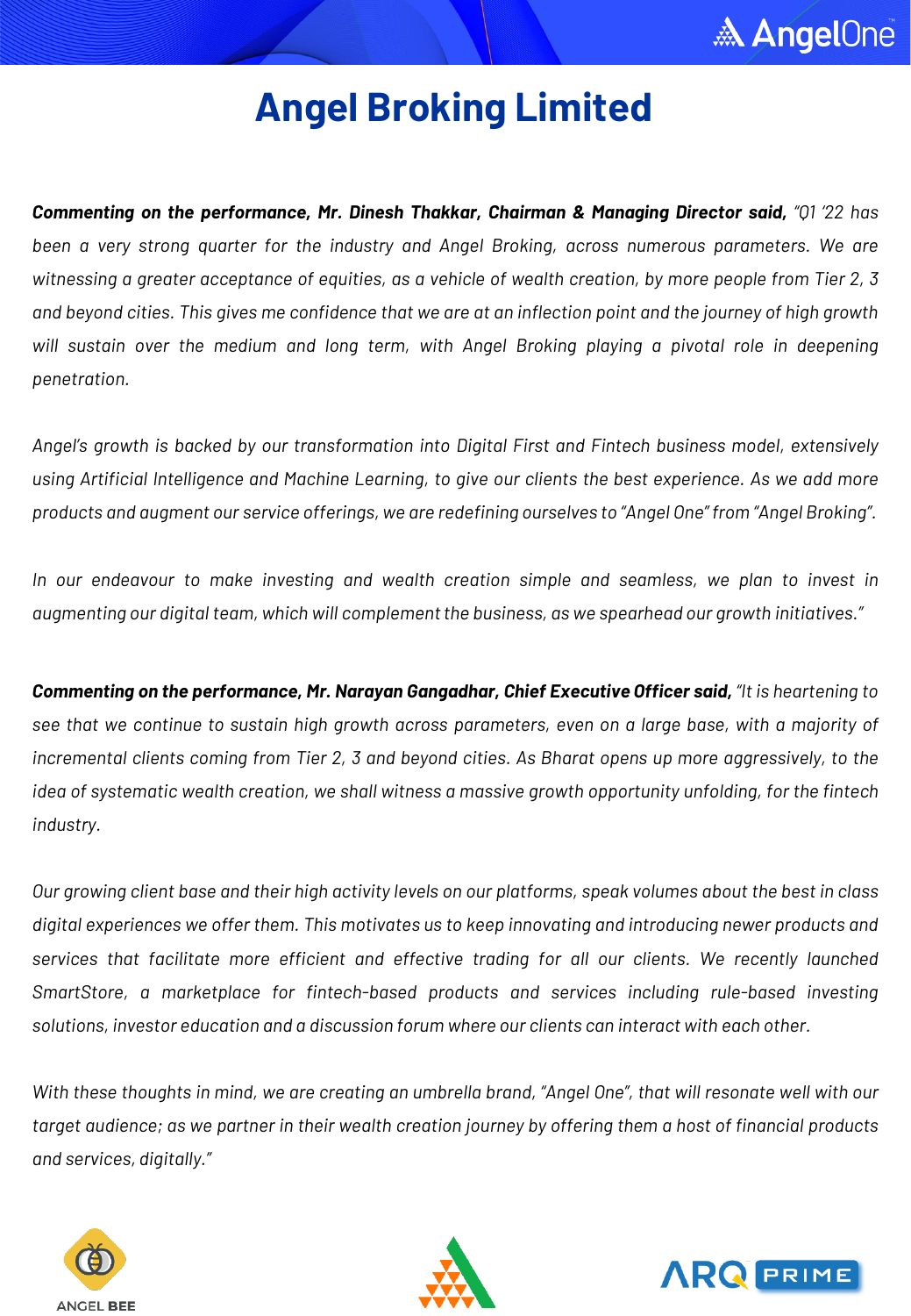# Angel Broking Limited

***Commenting on the performance, Mr. Dinesh Thakkar, Chairman & Managing Director said,*** *"Q1 '22 has been a very strong quarter for the industry and Angel Broking, across numerous parameters. We are witnessing a greater acceptance of equities, as a vehicle of wealth creation, by more people from Tier 2, 3 and beyond cities. This gives me confidence that we are at an inflection point and the journey of high growth will sustain over the medium and long term, with Angel Broking playing a pivotal role in deepening penetration.*

*Angel's growth is backed by our transformation into Digital First and Fintech business model, extensively using Artificial Intelligence and Machine Learning, to give our clients the best experience. As we add more products and augment our service offerings, we are redefining ourselves to "Angel One" from "Angel Broking".*

*In our endeavour to make investing and wealth creation simple and seamless, we plan to invest in augmenting our digital team, which will complement the business, as we spearhead our growth initiatives."*

***Commenting on the performance, Mr. Narayan Gangadhar, Chief Executive Officer said,*** *"It is heartening to see that we continue to sustain high growth across parameters, even on a large base, with a majority of incremental clients coming from Tier 2, 3 and beyond cities. As Bharat opens up more aggressively, to the idea of systematic wealth creation, we shall witness a massive growth opportunity unfolding, for the fintech industry.*

*Our growing client base and their high activity levels on our platforms, speak volumes about the best in class digital experiences we offer them. This motivates us to keep innovating and introducing newer products and services that facilitate more efficient and effective trading for all our clients. We recently launched SmartStore, a marketplace for fintech-based products and services including rule-based investing solutions, investor education and a discussion forum where our clients can interact with each other.*

*With these thoughts in mind, we are creating an umbrella brand, "Angel One", that will resonate well with our target audience; as we partner in their wealth creation journey by offering them a host of financial products and services, digitally."*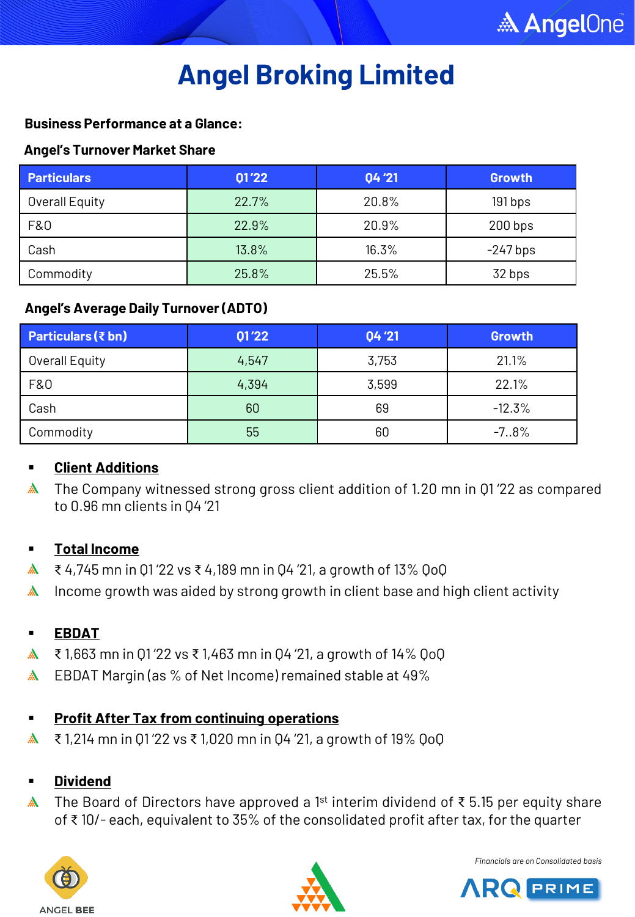# Angel Broking Limited

**Business Performance at a Glance:**

**Angel's Turnover Market Share**

| Particulars | Q1 '22 | Q4 '21 | Growth |
|---|---|---|---|
| Overall Equity | 22.7% | 20.8% | 191 bps |
| F&O | 22.9% | 20.9% | 200 bps |
| Cash | 13.8% | 16.3% | -247 bps |
| Commodity | 25.8% | 25.5% | 32 bps |

**Angel's Average Daily Turnover (ADTO)**

| Particulars (₹ bn) | Q1 '22 | Q4 '21 | Growth |
|---|---|---|---|
| Overall Equity | 4,547 | 3,753 | 21.1% |
| F&O | 4,394 | 3,599 | 22.1% |
| Cash | 60 | 69 | -12.3% |
| Commodity | 55 | 60 | -7..8% |

- **Client Additions**
  - The Company witnessed strong gross client addition of 1.20 mn in Q1 '22 as compared to 0.96 mn clients in Q4 '21

- **Total Income**
  - ₹ 4,745 mn in Q1 '22 vs ₹ 4,189 mn in Q4 '21, a growth of 13% QoQ
  - Income growth was aided by strong growth in client base and high client activity

- **EBDAT**
  - ₹ 1,663 mn in Q1 '22 vs ₹ 1,463 mn in Q4 '21, a growth of 14% QoQ
  - EBDAT Margin (as % of Net Income) remained stable at 49%

- **Profit After Tax from continuing operations**
  - ₹ 1,214 mn in Q1 '22 vs ₹ 1,020 mn in Q4 '21, a growth of 19% QoQ

- **Dividend**
  - The Board of Directors have approved a 1st interim dividend of ₹ 5.15 per equity share of ₹ 10/- each, equivalent to 35% of the consolidated profit after tax, for the quarter

*Financials are on Consolidated basis*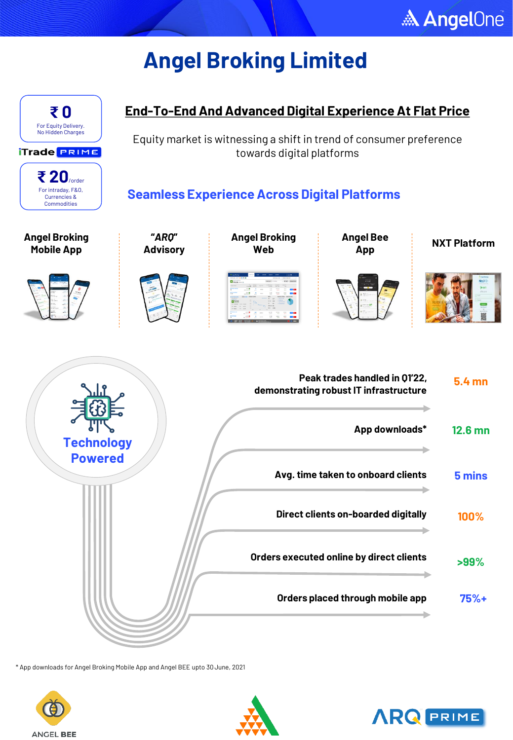# Angel Broking Limited

**₹ 0**
For Equity Delivery.
No Hidden Charges

iTrade PRIME

**₹ 20**/order
For intraday, F&O, Currencies & Commodities

## End-To-End And Advanced Digital Experience At Flat Price

Equity market is witnessing a shift in trend of consumer preference towards digital platforms

### Seamless Experience Across Digital Platforms

- **Angel Broking Mobile App**
- **"ARQ" Advisory**
- **Angel Broking Web**
- **Angel Bee App**
- **NXT Platform**

### Technology Powered

| Metric | Value |
|---|---|
| Peak trades handled in Q1'22, demonstrating robust IT infrastructure | 5.4 mn |
| App downloads* | 12.6 mn |
| Avg. time taken to onboard clients | 5 mins |
| Direct clients on-boarded digitally | 100% |
| Orders executed online by direct clients | >99% |
| Orders placed through mobile app | 75%+ |

* App downloads for Angel Broking Mobile App and Angel BEE upto 30 June, 2021

ANGEL BEE

ARQ PRIME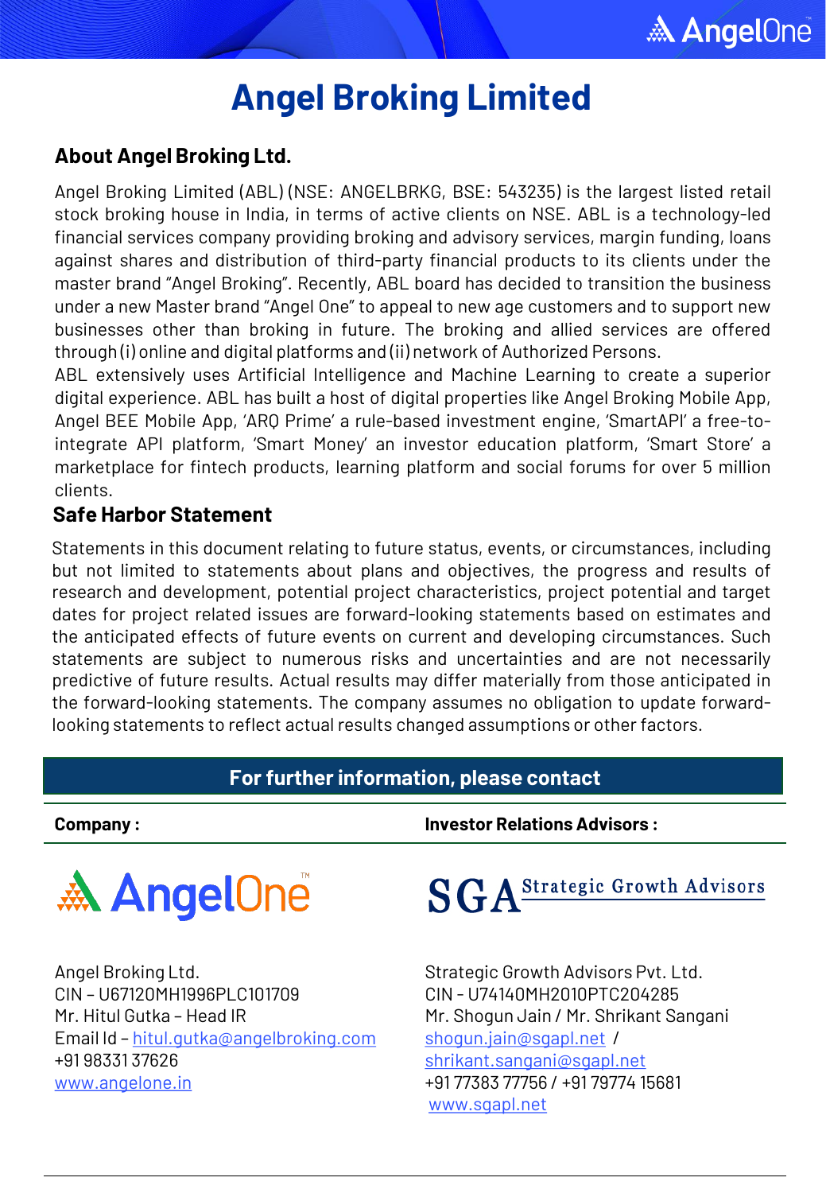# Angel Broking Limited

## About Angel Broking Ltd.

Angel Broking Limited (ABL) (NSE: ANGELBRKG, BSE: 543235) is the largest listed retail stock broking house in India, in terms of active clients on NSE. ABL is a technology-led financial services company providing broking and advisory services, margin funding, loans against shares and distribution of third-party financial products to its clients under the master brand "Angel Broking". Recently, ABL board has decided to transition the business under a new Master brand "Angel One" to appeal to new age customers and to support new businesses other than broking in future. The broking and allied services are offered through (i) online and digital platforms and (ii) network of Authorized Persons.

ABL extensively uses Artificial Intelligence and Machine Learning to create a superior digital experience. ABL has built a host of digital properties like Angel Broking Mobile App, Angel BEE Mobile App, 'ARQ Prime' a rule-based investment engine, 'SmartAPI' a free-to-integrate API platform, 'Smart Money' an investor education platform, 'Smart Store' a marketplace for fintech products, learning platform and social forums for over 5 million clients.

## Safe Harbor Statement

Statements in this document relating to future status, events, or circumstances, including but not limited to statements about plans and objectives, the progress and results of research and development, potential project characteristics, project potential and target dates for project related issues are forward-looking statements based on estimates and the anticipated effects of future events on current and developing circumstances. Such statements are subject to numerous risks and uncertainties and are not necessarily predictive of future results. Actual results may differ materially from those anticipated in the forward-looking statements. The company assumes no obligation to update forward-looking statements to reflect actual results changed assumptions or other factors.

**For further information, please contact**

**Company :**

AngelOne

Angel Broking Ltd.
CIN – U67120MH1996PLC101709
Mr. Hitul Gutka – Head IR
Email Id – hitul.gutka@angelbroking.com
+91 98331 37626
www.angelone.in

**Investor Relations Advisors :**

SGA Strategic Growth Advisors

Strategic Growth Advisors Pvt. Ltd.
CIN - U74140MH2010PTC204285
Mr. Shogun Jain / Mr. Shrikant Sangani
shogun.jain@sgapl.net / shrikant.sangani@sgapl.net
+91 77383 77756 / +91 79774 15681
www.sgapl.net